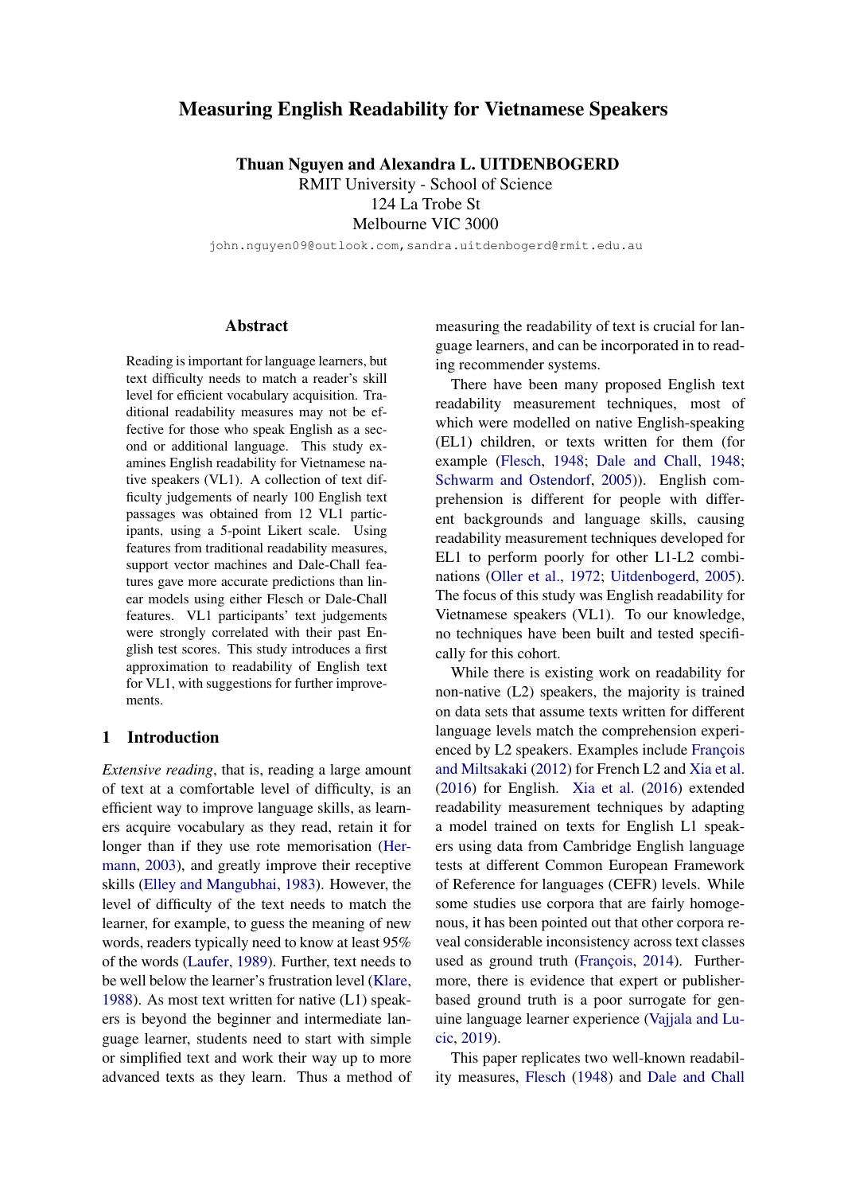# Measuring English Readability for Vietnamese Speakers

**Thuan Nguyen and Alexandra L. UITDENBOGERD**
RMIT University - School of Science
124 La Trobe St
Melbourne VIC 3000
john.nguyen09@outlook.com, sandra.uitdenbogerd@rmit.edu.au

## Abstract

Reading is important for language learners, but text difficulty needs to match a reader's skill level for efficient vocabulary acquisition. Traditional readability measures may not be effective for those who speak English as a second or additional language. This study examines English readability for Vietnamese native speakers (VL1). A collection of text difficulty judgements of nearly 100 English text passages was obtained from 12 VL1 participants, using a 5-point Likert scale. Using features from traditional readability measures, support vector machines and Dale-Chall features gave more accurate predictions than linear models using either Flesch or Dale-Chall features. VL1 participants' text judgements were strongly correlated with their past English test scores. This study introduces a first approximation to readability of English text for VL1, with suggestions for further improvements.

## 1 Introduction

*Extensive reading*, that is, reading a large amount of text at a comfortable level of difficulty, is an efficient way to improve language skills, as learners acquire vocabulary as they read, retain it for longer than if they use rote memorisation (Hermann, 2003), and greatly improve their receptive skills (Elley and Mangubhai, 1983). However, the level of difficulty of the text needs to match the learner, for example, to guess the meaning of new words, readers typically need to know at least 95% of the words (Laufer, 1989). Further, text needs to be well below the learner's frustration level (Klare, 1988). As most text written for native (L1) speakers is beyond the beginner and intermediate language learner, students need to start with simple or simplified text and work their way up to more advanced texts as they learn. Thus a method of measuring the readability of text is crucial for language learners, and can be incorporated in to reading recommender systems.

There have been many proposed English text readability measurement techniques, most of which were modelled on native English-speaking (EL1) children, or texts written for them (for example (Flesch, 1948; Dale and Chall, 1948; Schwarm and Ostendorf, 2005)). English comprehension is different for people with different backgrounds and language skills, causing readability measurement techniques developed for EL1 to perform poorly for other L1-L2 combinations (Oller et al., 1972; Uitdenbogerd, 2005). The focus of this study was English readability for Vietnamese speakers (VL1). To our knowledge, no techniques have been built and tested specifically for this cohort.

While there is existing work on readability for non-native (L2) speakers, the majority is trained on data sets that assume texts written for different language levels match the comprehension experienced by L2 speakers. Examples include François and Miltsakaki (2012) for French L2 and Xia et al. (2016) for English. Xia et al. (2016) extended readability measurement techniques by adapting a model trained on texts for English L1 speakers using data from Cambridge English language tests at different Common European Framework of Reference for languages (CEFR) levels. While some studies use corpora that are fairly homogenous, it has been pointed out that other corpora reveal considerable inconsistency across text classes used as ground truth (François, 2014). Furthermore, there is evidence that expert or publisher-based ground truth is a poor surrogate for genuine language learner experience (Vajjala and Lucic, 2019).

This paper replicates two well-known readability measures, Flesch (1948) and Dale and Chall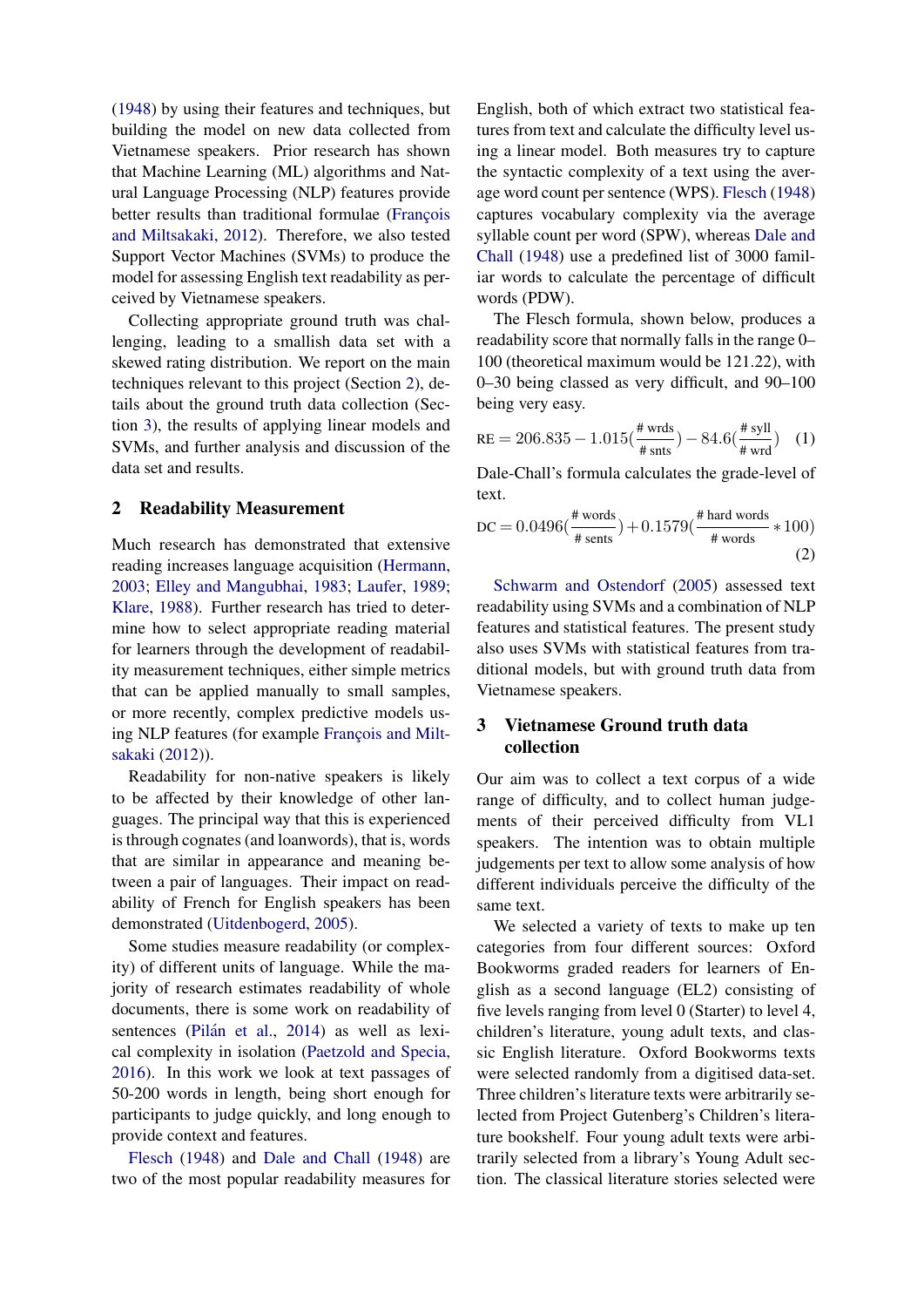(1948) by using their features and techniques, but building the model on new data collected from Vietnamese speakers. Prior research has shown that Machine Learning (ML) algorithms and Natural Language Processing (NLP) features provide better results than traditional formulae (François and Miltsakaki, 2012). Therefore, we also tested Support Vector Machines (SVMs) to produce the model for assessing English text readability as perceived by Vietnamese speakers.

Collecting appropriate ground truth was challenging, leading to a smallish data set with a skewed rating distribution. We report on the main techniques relevant to this project (Section 2), details about the ground truth data collection (Section 3), the results of applying linear models and SVMs, and further analysis and discussion of the data set and results.

## 2 Readability Measurement

Much research has demonstrated that extensive reading increases language acquisition (Hermann, 2003; Elley and Mangubhai, 1983; Laufer, 1989; Klare, 1988). Further research has tried to determine how to select appropriate reading material for learners through the development of readability measurement techniques, either simple metrics that can be applied manually to small samples, or more recently, complex predictive models using NLP features (for example François and Miltsakaki (2012)).

Readability for non-native speakers is likely to be affected by their knowledge of other languages. The principal way that this is experienced is through cognates (and loanwords), that is, words that are similar in appearance and meaning between a pair of languages. Their impact on readability of French for English speakers has been demonstrated (Uitdenbogerd, 2005).

Some studies measure readability (or complexity) of different units of language. While the majority of research estimates readability of whole documents, there is some work on readability of sentences (Pilán et al., 2014) as well as lexical complexity in isolation (Paetzold and Specia, 2016). In this work we look at text passages of 50-200 words in length, being short enough for participants to judge quickly, and long enough to provide context and features.

Flesch (1948) and Dale and Chall (1948) are two of the most popular readability measures for English, both of which extract two statistical features from text and calculate the difficulty level using a linear model. Both measures try to capture the syntactic complexity of a text using the average word count per sentence (WPS). Flesch (1948) captures vocabulary complexity via the average syllable count per word (SPW), whereas Dale and Chall (1948) use a predefined list of 3000 familiar words to calculate the percentage of difficult words (PDW).

The Flesch formula, shown below, produces a readability score that normally falls in the range 0–100 (theoretical maximum would be 121.22), with 0–30 being classed as very difficult, and 90–100 being very easy.

$$\text{RE} = 206.835 - 1.015\left(\frac{\#\text{ wrds}}{\#\text{ snts}}\right) - 84.6\left(\frac{\#\text{ syll}}{\#\text{ wrd}}\right) \quad (1)$$

Dale-Chall's formula calculates the grade-level of text.

$$\text{DC} = 0.0496\left(\frac{\#\text{ words}}{\#\text{ sents}}\right) + 0.1579\left(\frac{\#\text{ hard words}}{\#\text{ words}} * 100\right) \quad (2)$$

Schwarm and Ostendorf (2005) assessed text readability using SVMs and a combination of NLP features and statistical features. The present study also uses SVMs with statistical features from traditional models, but with ground truth data from Vietnamese speakers.

## 3 Vietnamese Ground truth data collection

Our aim was to collect a text corpus of a wide range of difficulty, and to collect human judgements of their perceived difficulty from VL1 speakers. The intention was to obtain multiple judgements per text to allow some analysis of how different individuals perceive the difficulty of the same text.

We selected a variety of texts to make up ten categories from four different sources: Oxford Bookworms graded readers for learners of English as a second language (EL2) consisting of five levels ranging from level 0 (Starter) to level 4, children's literature, young adult texts, and classic English literature. Oxford Bookworms texts were selected randomly from a digitised data-set. Three children's literature texts were arbitrarily selected from Project Gutenberg's Children's literature bookshelf. Four young adult texts were arbitrarily selected from a library's Young Adult section. The classical literature stories selected were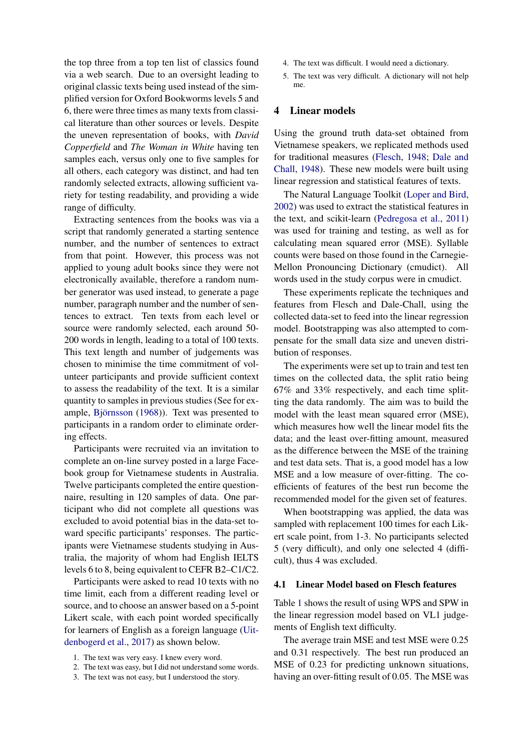the top three from a top ten list of classics found via a web search. Due to an oversight leading to original classic texts being used instead of the simplified version for Oxford Bookworms levels 5 and 6, there were three times as many texts from classical literature than other sources or levels. Despite the uneven representation of books, with *David Copperfield* and *The Woman in White* having ten samples each, versus only one to five samples for all others, each category was distinct, and had ten randomly selected extracts, allowing sufficient variety for testing readability, and providing a wide range of difficulty.

Extracting sentences from the books was via a script that randomly generated a starting sentence number, and the number of sentences to extract from that point. However, this process was not applied to young adult books since they were not electronically available, therefore a random number generator was used instead, to generate a page number, paragraph number and the number of sentences to extract. Ten texts from each level or source were randomly selected, each around 50-200 words in length, leading to a total of 100 texts. This text length and number of judgements was chosen to minimise the time commitment of volunteer participants and provide sufficient context to assess the readability of the text. It is a similar quantity to samples in previous studies (See for example, Björnsson (1968)). Text was presented to participants in a random order to eliminate ordering effects.

Participants were recruited via an invitation to complete an on-line survey posted in a large Facebook group for Vietnamese students in Australia. Twelve participants completed the entire questionnaire, resulting in 120 samples of data. One participant who did not complete all questions was excluded to avoid potential bias in the data-set toward specific participants' responses. The participants were Vietnamese students studying in Australia, the majority of whom had English IELTS levels 6 to 8, being equivalent to CEFR B2–C1/C2.

Participants were asked to read 10 texts with no time limit, each from a different reading level or source, and to choose an answer based on a 5-point Likert scale, with each point worded specifically for learners of English as a foreign language (Uitdenbogerd et al., 2017) as shown below.

1. The text was very easy. I knew every word.
2. The text was easy, but I did not understand some words.
3. The text was not easy, but I understood the story.
4. The text was difficult. I would need a dictionary.
5. The text was very difficult. A dictionary will not help me.

## 4 Linear models

Using the ground truth data-set obtained from Vietnamese speakers, we replicated methods used for traditional measures (Flesch, 1948; Dale and Chall, 1948). These new models were built using linear regression and statistical features of texts.

The Natural Language Toolkit (Loper and Bird, 2002) was used to extract the statistical features in the text, and scikit-learn (Pedregosa et al., 2011) was used for training and testing, as well as for calculating mean squared error (MSE). Syllable counts were based on those found in the Carnegie-Mellon Pronouncing Dictionary (cmudict). All words used in the study corpus were in cmudict.

These experiments replicate the techniques and features from Flesch and Dale-Chall, using the collected data-set to feed into the linear regression model. Bootstrapping was also attempted to compensate for the small data size and uneven distribution of responses.

The experiments were set up to train and test ten times on the collected data, the split ratio being 67% and 33% respectively, and each time splitting the data randomly. The aim was to build the model with the least mean squared error (MSE), which measures how well the linear model fits the data; and the least over-fitting amount, measured as the difference between the MSE of the training and test data sets. That is, a good model has a low MSE and a low measure of over-fitting. The coefficients of features of the best run become the recommended model for the given set of features.

When bootstrapping was applied, the data was sampled with replacement 100 times for each Likert scale point, from 1-3. No participants selected 5 (very difficult), and only one selected 4 (difficult), thus 4 was excluded.

### 4.1 Linear Model based on Flesch features

Table 1 shows the result of using WPS and SPW in the linear regression model based on VL1 judgements of English text difficulty.

The average train MSE and test MSE were 0.25 and 0.31 respectively. The best run produced an MSE of 0.23 for predicting unknown situations, having an over-fitting result of 0.05. The MSE was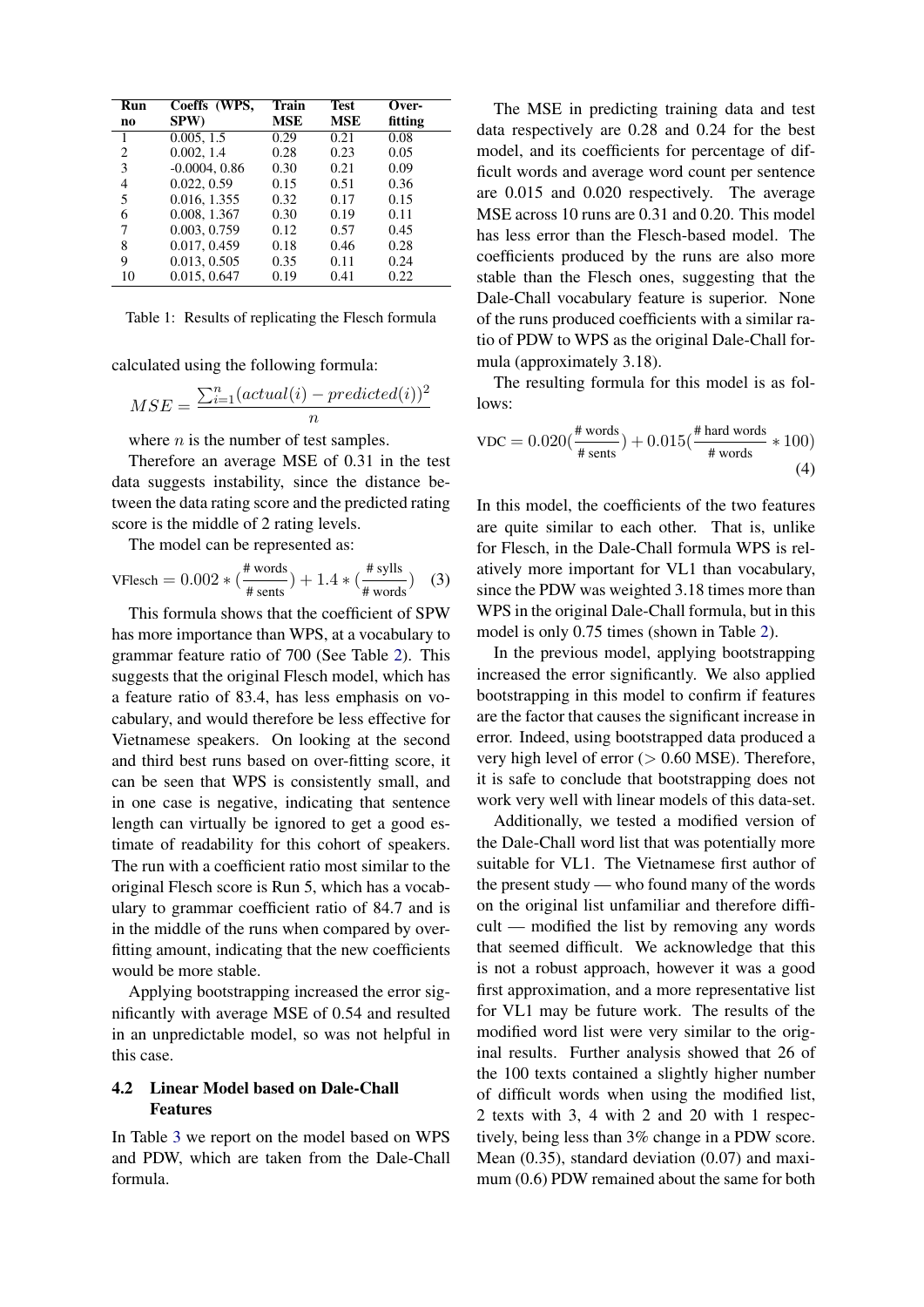| Run no | Coeffs (WPS, SPW) | Train MSE | Test MSE | Over-fitting |
|---|---|---|---|---|
| 1 | 0.005, 1.5 | 0.29 | 0.21 | 0.08 |
| 2 | 0.002, 1.4 | 0.28 | 0.23 | 0.05 |
| 3 | -0.0004, 0.86 | 0.30 | 0.21 | 0.09 |
| 4 | 0.022, 0.59 | 0.15 | 0.51 | 0.36 |
| 5 | 0.016, 1.355 | 0.32 | 0.17 | 0.15 |
| 6 | 0.008, 1.367 | 0.30 | 0.19 | 0.11 |
| 7 | 0.003, 0.759 | 0.12 | 0.57 | 0.45 |
| 8 | 0.017, 0.459 | 0.18 | 0.46 | 0.28 |
| 9 | 0.013, 0.505 | 0.35 | 0.11 | 0.24 |
| 10 | 0.015, 0.647 | 0.19 | 0.41 | 0.22 |

Table 1: Results of replicating the Flesch formula

calculated using the following formula:

$$MSE = \frac{\sum_{i=1}^{n}(actual(i) - predicted(i))^2}{n}$$

where $n$ is the number of test samples.

Therefore an average MSE of 0.31 in the test data suggests instability, since the distance between the data rating score and the predicted rating score is the middle of 2 rating levels.

The model can be represented as:

$$\text{VFlesch} = 0.002 * (\frac{\text{\# words}}{\text{\# sents}}) + 1.4 * (\frac{\text{\# sylls}}{\text{\# words}}) \quad (3)$$

This formula shows that the coefficient of SPW has more importance than WPS, at a vocabulary to grammar feature ratio of 700 (See Table 2). This suggests that the original Flesch model, which has a feature ratio of 83.4, has less emphasis on vocabulary, and would therefore be less effective for Vietnamese speakers. On looking at the second and third best runs based on over-fitting score, it can be seen that WPS is consistently small, and in one case is negative, indicating that sentence length can virtually be ignored to get a good estimate of readability for this cohort of speakers. The run with a coefficient ratio most similar to the original Flesch score is Run 5, which has a vocabulary to grammar coefficient ratio of 84.7 and is in the middle of the runs when compared by over-fitting amount, indicating that the new coefficients would be more stable.

Applying bootstrapping increased the error significantly with average MSE of 0.54 and resulted in an unpredictable model, so was not helpful in this case.

### 4.2 Linear Model based on Dale-Chall Features

In Table 3 we report on the model based on WPS and PDW, which are taken from the Dale-Chall formula.

The MSE in predicting training data and test data respectively are 0.28 and 0.24 for the best model, and its coefficients for percentage of difficult words and average word count per sentence are 0.015 and 0.020 respectively. The average MSE across 10 runs are 0.31 and 0.20. This model has less error than the Flesch-based model. The coefficients produced by the runs are also more stable than the Flesch ones, suggesting that the Dale-Chall vocabulary feature is superior. None of the runs produced coefficients with a similar ratio of PDW to WPS as the original Dale-Chall formula (approximately 3.18).

The resulting formula for this model is as follows:

$$\text{VDC} = 0.020(\frac{\text{\# words}}{\text{\# sents}}) + 0.015(\frac{\text{\# hard words}}{\text{\# words}} * 100) \quad (4)$$

In this model, the coefficients of the two features are quite similar to each other. That is, unlike for Flesch, in the Dale-Chall formula WPS is relatively more important for VL1 than vocabulary, since the PDW was weighted 3.18 times more than WPS in the original Dale-Chall formula, but in this model is only 0.75 times (shown in Table 2).

In the previous model, applying bootstrapping increased the error significantly. We also applied bootstrapping in this model to confirm if features are the factor that causes the significant increase in error. Indeed, using bootstrapped data produced a very high level of error ($> 0.60$ MSE). Therefore, it is safe to conclude that bootstrapping does not work very well with linear models of this data-set.

Additionally, we tested a modified version of the Dale-Chall word list that was potentially more suitable for VL1. The Vietnamese first author of the present study — who found many of the words on the original list unfamiliar and therefore difficult — modified the list by removing any words that seemed difficult. We acknowledge that this is not a robust approach, however it was a good first approximation, and a more representative list for VL1 may be future work. The results of the modified word list were very similar to the original results. Further analysis showed that 26 of the 100 texts contained a slightly higher number of difficult words when using the modified list, 2 texts with 3, 4 with 2 and 20 with 1 respectively, being less than 3% change in a PDW score. Mean (0.35), standard deviation (0.07) and maximum (0.6) PDW remained about the same for both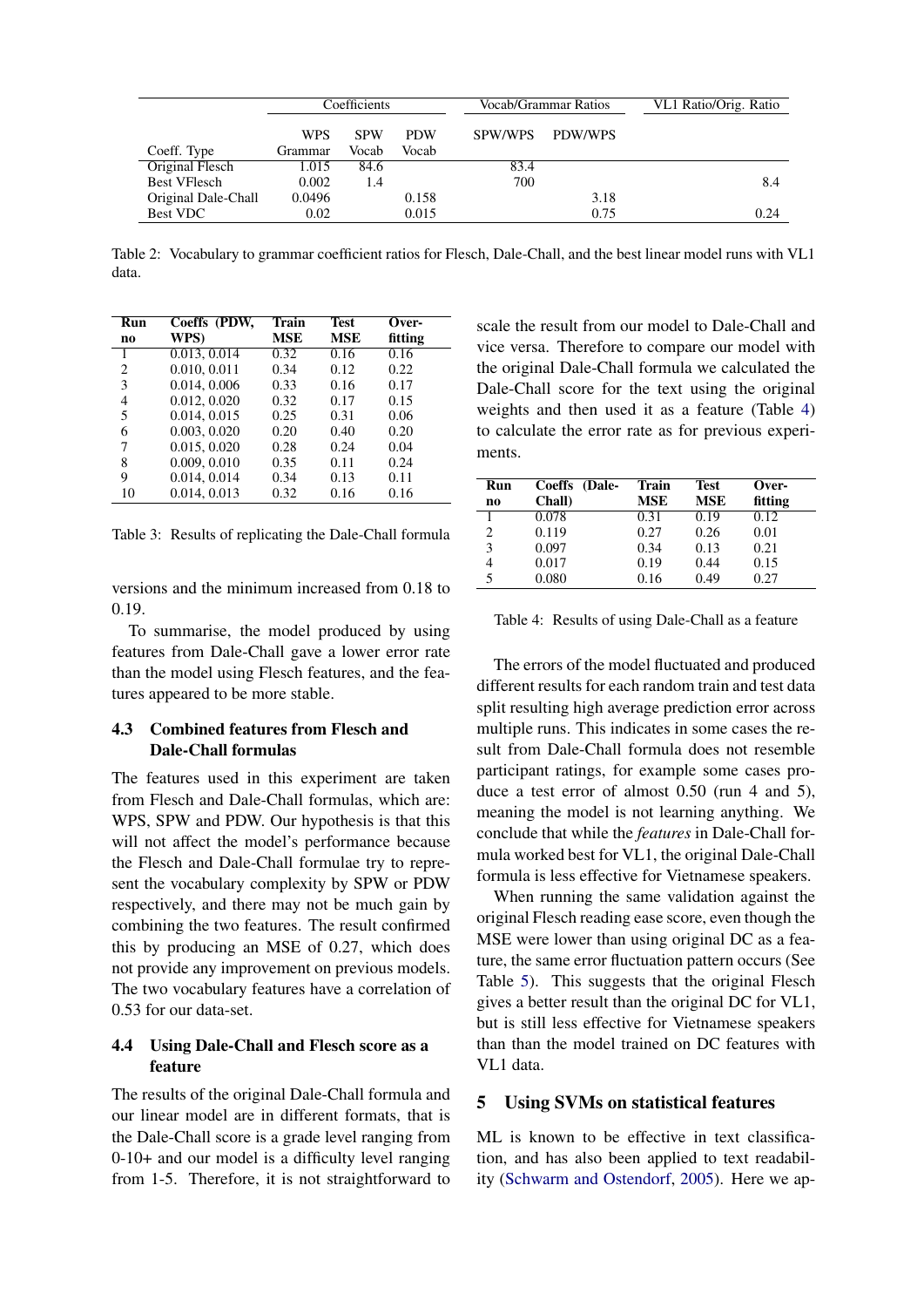| | Coefficients | | | Vocab/Grammar Ratios | | VL1 Ratio/Orig. Ratio |
|---|---|---|---|---|---|---|
| | WPS | SPW | PDW | SPW/WPS | PDW/WPS | |
| Coeff. Type | Grammar | Vocab | Vocab | | | |
| Original Flesch | 1.015 | 84.6 | | 83.4 | | |
| Best VFlesch | 0.002 | 1.4 | | 700 | | 8.4 |
| Original Dale-Chall | 0.0496 | | 0.158 | | 3.18 | |
| Best VDC | 0.02 | | 0.015 | | 0.75 | 0.24 |

Table 2: Vocabulary to grammar coefficient ratios for Flesch, Dale-Chall, and the best linear model runs with VL1 data.

| Run no | Coeffs (PDW, WPS) | Train MSE | Test MSE | Over-fitting |
|---|---|---|---|---|
| 1 | 0.013, 0.014 | 0.32 | 0.16 | 0.16 |
| 2 | 0.010, 0.011 | 0.34 | 0.12 | 0.22 |
| 3 | 0.014, 0.006 | 0.33 | 0.16 | 0.17 |
| 4 | 0.012, 0.020 | 0.32 | 0.17 | 0.15 |
| 5 | 0.014, 0.015 | 0.25 | 0.31 | 0.06 |
| 6 | 0.003, 0.020 | 0.20 | 0.40 | 0.20 |
| 7 | 0.015, 0.020 | 0.28 | 0.24 | 0.04 |
| 8 | 0.009, 0.010 | 0.35 | 0.11 | 0.24 |
| 9 | 0.014, 0.014 | 0.34 | 0.13 | 0.11 |
| 10 | 0.014, 0.013 | 0.32 | 0.16 | 0.16 |

Table 3: Results of replicating the Dale-Chall formula

versions and the minimum increased from 0.18 to 0.19.

To summarise, the model produced by using features from Dale-Chall gave a lower error rate than the model using Flesch features, and the features appeared to be more stable.

### 4.3 Combined features from Flesch and Dale-Chall formulas

The features used in this experiment are taken from Flesch and Dale-Chall formulas, which are: WPS, SPW and PDW. Our hypothesis is that this will not affect the model's performance because the Flesch and Dale-Chall formulae try to represent the vocabulary complexity by SPW or PDW respectively, and there may not be much gain by combining the two features. The result confirmed this by producing an MSE of 0.27, which does not provide any improvement on previous models. The two vocabulary features have a correlation of 0.53 for our data-set.

### 4.4 Using Dale-Chall and Flesch score as a feature

The results of the original Dale-Chall formula and our linear model are in different formats, that is the Dale-Chall score is a grade level ranging from 0-10+ and our model is a difficulty level ranging from 1-5. Therefore, it is not straightforward to scale the result from our model to Dale-Chall and vice versa. Therefore to compare our model with the original Dale-Chall formula we calculated the Dale-Chall score for the text using the original weights and then used it as a feature (Table 4) to calculate the error rate as for previous experiments.

| Run no | Coeffs (Dale-Chall) | Train MSE | Test MSE | Over-fitting |
|---|---|---|---|---|
| 1 | 0.078 | 0.31 | 0.19 | 0.12 |
| 2 | 0.119 | 0.27 | 0.26 | 0.01 |
| 3 | 0.097 | 0.34 | 0.13 | 0.21 |
| 4 | 0.017 | 0.19 | 0.44 | 0.15 |
| 5 | 0.080 | 0.16 | 0.49 | 0.27 |

Table 4: Results of using Dale-Chall as a feature

The errors of the model fluctuated and produced different results for each random train and test data split resulting high average prediction error across multiple runs. This indicates in some cases the result from Dale-Chall formula does not resemble participant ratings, for example some cases produce a test error of almost 0.50 (run 4 and 5), meaning the model is not learning anything. We conclude that while the *features* in Dale-Chall formula worked best for VL1, the original Dale-Chall formula is less effective for Vietnamese speakers.

When running the same validation against the original Flesch reading ease score, even though the MSE were lower than using original DC as a feature, the same error fluctuation pattern occurs (See Table 5). This suggests that the original Flesch gives a better result than the original DC for VL1, but is still less effective for Vietnamese speakers than than the model trained on DC features with VL1 data.

## 5 Using SVMs on statistical features

ML is known to be effective in text classification, and has also been applied to text readability (Schwarm and Ostendorf, 2005). Here we ap-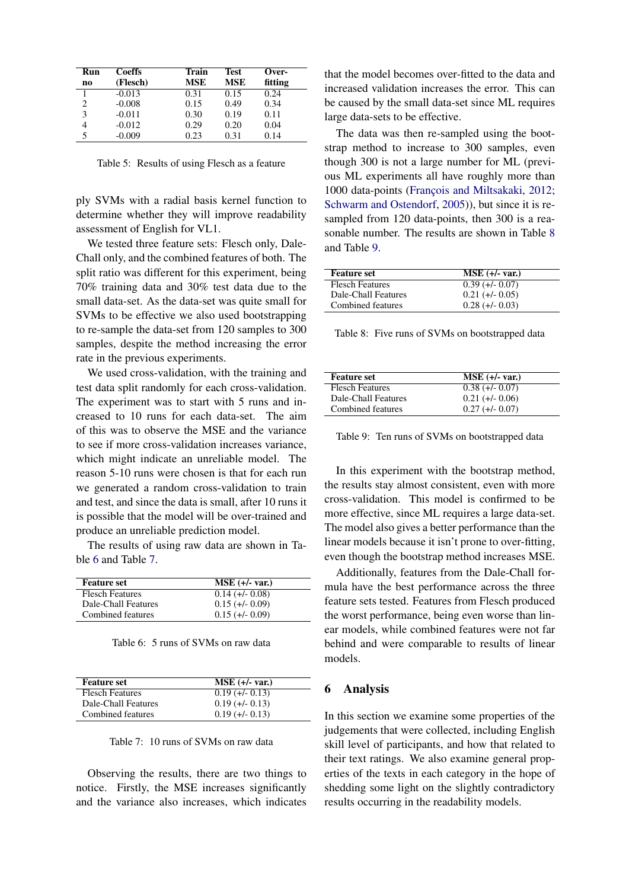| Run no | Coeffs (Flesch) | Train MSE | Test MSE | Over-fitting |
|---|---|---|---|---|
| 1 | -0.013 | 0.31 | 0.15 | 0.24 |
| 2 | -0.008 | 0.15 | 0.49 | 0.34 |
| 3 | -0.011 | 0.30 | 0.19 | 0.11 |
| 4 | -0.012 | 0.29 | 0.20 | 0.04 |
| 5 | -0.009 | 0.23 | 0.31 | 0.14 |

Table 5: Results of using Flesch as a feature

ply SVMs with a radial basis kernel function to determine whether they will improve readability assessment of English for VL1.

We tested three feature sets: Flesch only, Dale-Chall only, and the combined features of both. The split ratio was different for this experiment, being 70% training data and 30% test data due to the small data-set. As the data-set was quite small for SVMs to be effective we also used bootstrapping to re-sample the data-set from 120 samples to 300 samples, despite the method increasing the error rate in the previous experiments.

We used cross-validation, with the training and test data split randomly for each cross-validation. The experiment was to start with 5 runs and increased to 10 runs for each data-set. The aim of this was to observe the MSE and the variance to see if more cross-validation increases variance, which might indicate an unreliable model. The reason 5-10 runs were chosen is that for each run we generated a random cross-validation to train and test, and since the data is small, after 10 runs it is possible that the model will be over-trained and produce an unreliable prediction model.

The results of using raw data are shown in Table 6 and Table 7.

| Feature set | MSE (+/- var.) |
|---|---|
| Flesch Features | 0.14 (+/- 0.08) |
| Dale-Chall Features | 0.15 (+/- 0.09) |
| Combined features | 0.15 (+/- 0.09) |

Table 6: 5 runs of SVMs on raw data

| Feature set | MSE (+/- var.) |
|---|---|
| Flesch Features | 0.19 (+/- 0.13) |
| Dale-Chall Features | 0.19 (+/- 0.13) |
| Combined features | 0.19 (+/- 0.13) |

Table 7: 10 runs of SVMs on raw data

Observing the results, there are two things to notice. Firstly, the MSE increases significantly and the variance also increases, which indicates that the model becomes over-fitted to the data and increased validation increases the error. This can be caused by the small data-set since ML requires large data-sets to be effective.

The data was then re-sampled using the bootstrap method to increase to 300 samples, even though 300 is not a large number for ML (previous ML experiments all have roughly more than 1000 data-points (François and Miltsakaki, 2012; Schwarm and Ostendorf, 2005)), but since it is re-sampled from 120 data-points, then 300 is a reasonable number. The results are shown in Table 8 and Table 9.

| Feature set | MSE (+/- var.) |
|---|---|
| Flesch Features | 0.39 (+/- 0.07) |
| Dale-Chall Features | 0.21 (+/- 0.05) |
| Combined features | 0.28 (+/- 0.03) |

Table 8: Five runs of SVMs on bootstrapped data

| Feature set | MSE (+/- var.) |
|---|---|
| Flesch Features | 0.38 (+/- 0.07) |
| Dale-Chall Features | 0.21 (+/- 0.06) |
| Combined features | 0.27 (+/- 0.07) |

Table 9: Ten runs of SVMs on bootstrapped data

In this experiment with the bootstrap method, the results stay almost consistent, even with more cross-validation. This model is confirmed to be more effective, since ML requires a large data-set. The model also gives a better performance than the linear models because it isn't prone to over-fitting, even though the bootstrap method increases MSE.

Additionally, features from the Dale-Chall formula have the best performance across the three feature sets tested. Features from Flesch produced the worst performance, being even worse than linear models, while combined features were not far behind and were comparable to results of linear models.

## 6 Analysis

In this section we examine some properties of the judgements that were collected, including English skill level of participants, and how that related to their text ratings. We also examine general properties of the texts in each category in the hope of shedding some light on the slightly contradictory results occurring in the readability models.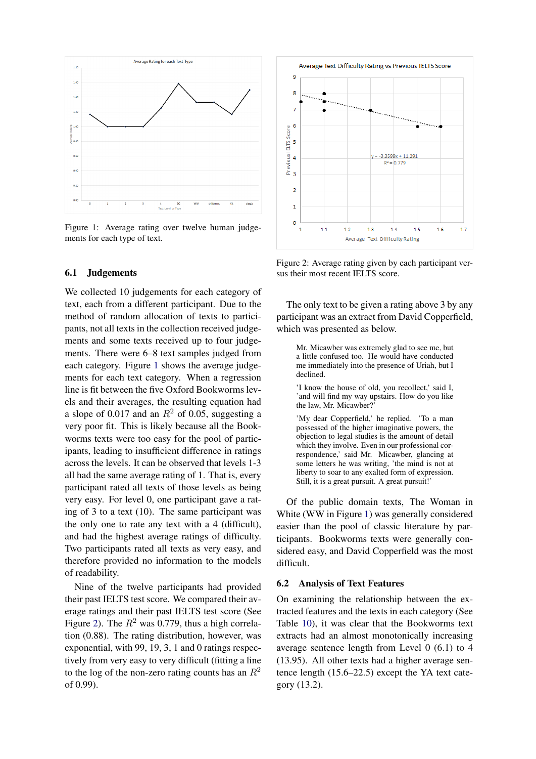Figure 1: Average rating over twelve human judgements for each type of text.

Figure 2: Average rating given by each participant versus their most recent IELTS score.

### 6.1 Judgements

We collected 10 judgements for each category of text, each from a different participant. Due to the method of random allocation of texts to participants, not all texts in the collection received judgements and some texts received up to four judgements. There were 6–8 text samples judged from each category. Figure 1 shows the average judgements for each text category. When a regression line is fit between the five Oxford Bookworms levels and their averages, the resulting equation had a slope of 0.017 and an $R^2$ of 0.05, suggesting a very poor fit. This is likely because all the Bookworms texts were too easy for the pool of participants, leading to insufficient difference in ratings across the levels. It can be observed that levels 1-3 all had the same average rating of 1. That is, every participant rated all texts of those levels as being very easy. For level 0, one participant gave a rating of 3 to a text (10). The same participant was the only one to rate any text with a 4 (difficult), and had the highest average ratings of difficulty. Two participants rated all texts as very easy, and therefore provided no information to the models of readability.

Nine of the twelve participants had provided their past IELTS test score. We compared their average ratings and their past IELTS test score (See Figure 2). The $R^2$ was 0.779, thus a high correlation (0.88). The rating distribution, however, was exponential, with 99, 19, 3, 1 and 0 ratings respectively from very easy to very difficult (fitting a line to the log of the non-zero rating counts has an $R^2$ of 0.99).

The only text to be given a rating above 3 by any participant was an extract from David Copperfield, which was presented as below.

> Mr. Micawber was extremely glad to see me, but a little confused too. He would have conducted me immediately into the presence of Uriah, but I declined.
>
> 'I know the house of old, you recollect,' said I, 'and will find my way upstairs. How do you like the law, Mr. Micawber?'
>
> 'My dear Copperfield,' he replied. 'To a man possessed of the higher imaginative powers, the objection to legal studies is the amount of detail which they involve. Even in our professional correspondence,' said Mr. Micawber, glancing at some letters he was writing, 'the mind is not at liberty to soar to any exalted form of expression. Still, it is a great pursuit. A great pursuit!'

Of the public domain texts, The Woman in White (WW in Figure 1) was generally considered easier than the pool of classic literature by participants. Bookworms texts were generally considered easy, and David Copperfield was the most difficult.

### 6.2 Analysis of Text Features

On examining the relationship between the extracted features and the texts in each category (See Table 10), it was clear that the Bookworms text extracts had an almost monotonically increasing average sentence length from Level 0 (6.1) to 4 (13.95). All other texts had a higher average sentence length (15.6–22.5) except the YA text category (13.2).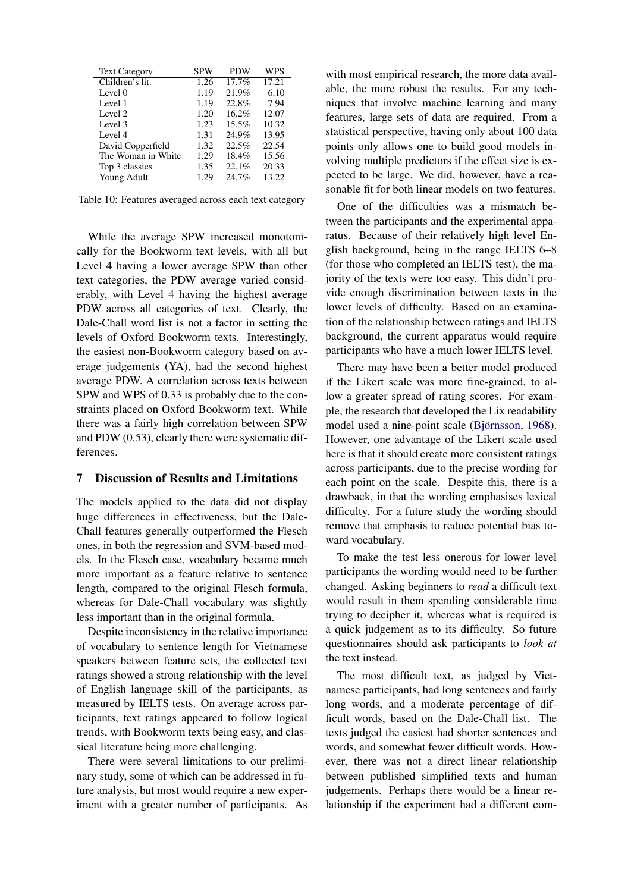| Text Category | SPW | PDW | WPS |
|---|---|---|---|
| Children's lit. | 1.26 | 17.7% | 17.21 |
| Level 0 | 1.19 | 21.9% | 6.10 |
| Level 1 | 1.19 | 22.8% | 7.94 |
| Level 2 | 1.20 | 16.2% | 12.07 |
| Level 3 | 1.23 | 15.5% | 10.32 |
| Level 4 | 1.31 | 24.9% | 13.95 |
| David Copperfield | 1.32 | 22.5% | 22.54 |
| The Woman in White | 1.29 | 18.4% | 15.56 |
| Top 3 classics | 1.35 | 22.1% | 20.33 |
| Young Adult | 1.29 | 24.7% | 13.22 |

Table 10: Features averaged across each text category

While the average SPW increased monotonically for the Bookworm text levels, with all but Level 4 having a lower average SPW than other text categories, the PDW average varied considerably, with Level 4 having the highest average PDW across all categories of text. Clearly, the Dale-Chall word list is not a factor in setting the levels of Oxford Bookworm texts. Interestingly, the easiest non-Bookworm category based on average judgements (YA), had the second highest average PDW. A correlation across texts between SPW and WPS of 0.33 is probably due to the constraints placed on Oxford Bookworm text. While there was a fairly high correlation between SPW and PDW (0.53), clearly there were systematic differences.

## 7 Discussion of Results and Limitations

The models applied to the data did not display huge differences in effectiveness, but the Dale-Chall features generally outperformed the Flesch ones, in both the regression and SVM-based models. In the Flesch case, vocabulary became much more important as a feature relative to sentence length, compared to the original Flesch formula, whereas for Dale-Chall vocabulary was slightly less important than in the original formula.

Despite inconsistency in the relative importance of vocabulary to sentence length for Vietnamese speakers between feature sets, the collected text ratings showed a strong relationship with the level of English language skill of the participants, as measured by IELTS tests. On average across participants, text ratings appeared to follow logical trends, with Bookworm texts being easy, and classical literature being more challenging.

There were several limitations to our preliminary study, some of which can be addressed in future analysis, but most would require a new experiment with a greater number of participants. As with most empirical research, the more data available, the more robust the results. For any techniques that involve machine learning and many features, large sets of data are required. From a statistical perspective, having only about 100 data points only allows one to build good models involving multiple predictors if the effect size is expected to be large. We did, however, have a reasonable fit for both linear models on two features.

One of the difficulties was a mismatch between the participants and the experimental apparatus. Because of their relatively high level English background, being in the range IELTS 6–8 (for those who completed an IELTS test), the majority of the texts were too easy. This didn't provide enough discrimination between texts in the lower levels of difficulty. Based on an examination of the relationship between ratings and IELTS background, the current apparatus would require participants who have a much lower IELTS level.

There may have been a better model produced if the Likert scale was more fine-grained, to allow a greater spread of rating scores. For example, the research that developed the Lix readability model used a nine-point scale (Björnsson, 1968). However, one advantage of the Likert scale used here is that it should create more consistent ratings across participants, due to the precise wording for each point on the scale. Despite this, there is a drawback, in that the wording emphasises lexical difficulty. For a future study the wording should remove that emphasis to reduce potential bias toward vocabulary.

To make the test less onerous for lower level participants the wording would need to be further changed. Asking beginners to *read* a difficult text would result in them spending considerable time trying to decipher it, whereas what is required is a quick judgement as to its difficulty. So future questionnaires should ask participants to *look at* the text instead.

The most difficult text, as judged by Vietnamese participants, had long sentences and fairly long words, and a moderate percentage of difficult words, based on the Dale-Chall list. The texts judged the easiest had shorter sentences and words, and somewhat fewer difficult words. However, there was not a direct linear relationship between published simplified texts and human judgements. Perhaps there would be a linear relationship if the experiment had a different com-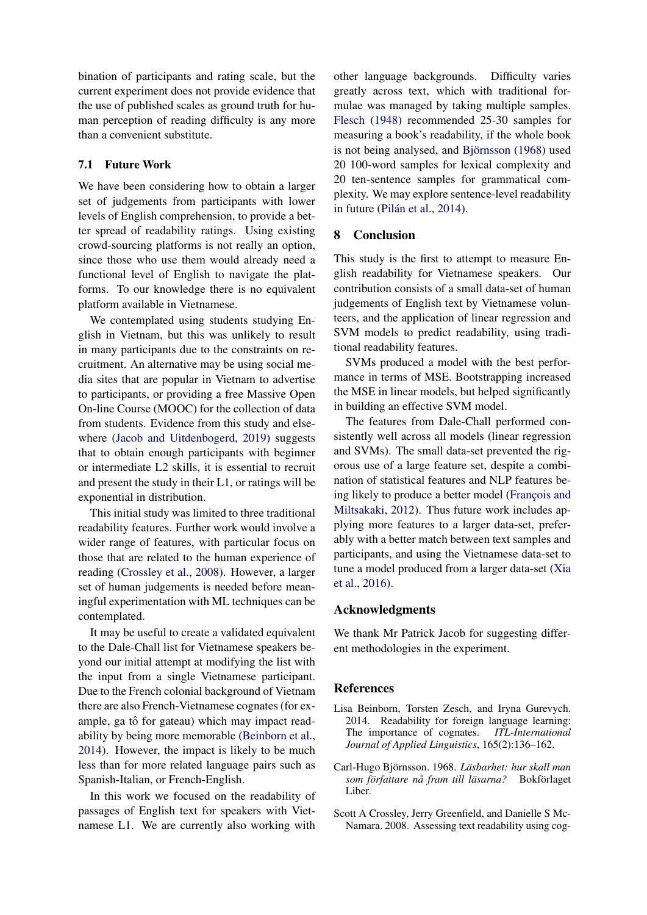bination of participants and rating scale, but the current experiment does not provide evidence that the use of published scales as ground truth for human perception of reading difficulty is any more than a convenient substitute.

### 7.1 Future Work

We have been considering how to obtain a larger set of judgements from participants with lower levels of English comprehension, to provide a better spread of readability ratings. Using existing crowd-sourcing platforms is not really an option, since those who use them would already need a functional level of English to navigate the platforms. To our knowledge there is no equivalent platform available in Vietnamese.

We contemplated using students studying English in Vietnam, but this was unlikely to result in many participants due to the constraints on recruitment. An alternative may be using social media sites that are popular in Vietnam to advertise to participants, or providing a free Massive Open On-line Course (MOOC) for the collection of data from students. Evidence from this study and elsewhere (Jacob and Uitdenbogerd, 2019) suggests that to obtain enough participants with beginner or intermediate L2 skills, it is essential to recruit and present the study in their L1, or ratings will be exponential in distribution.

This initial study was limited to three traditional readability features. Further work would involve a wider range of features, with particular focus on those that are related to the human experience of reading (Crossley et al., 2008). However, a larger set of human judgements is needed before meaningful experimentation with ML techniques can be contemplated.

It may be useful to create a validated equivalent to the Dale-Chall list for Vietnamese speakers beyond our initial attempt at modifying the list with the input from a single Vietnamese participant. Due to the French colonial background of Vietnam there are also French-Vietnamese cognates (for example, ga tô for gateau) which may impact readability by being more memorable (Beinborn et al., 2014). However, the impact is likely to be much less than for more related language pairs such as Spanish-Italian, or French-English.

In this work we focused on the readability of passages of English text for speakers with Vietnamese L1. We are currently also working with other language backgrounds. Difficulty varies greatly across text, which with traditional formulae was managed by taking multiple samples. Flesch (1948) recommended 25-30 samples for measuring a book's readability, if the whole book is not being analysed, and Björnsson (1968) used 20 100-word samples for lexical complexity and 20 ten-sentence samples for grammatical complexity. We may explore sentence-level readability in future (Pilán et al., 2014).

## 8 Conclusion

This study is the first to attempt to measure English readability for Vietnamese speakers. Our contribution consists of a small data-set of human judgements of English text by Vietnamese volunteers, and the application of linear regression and SVM models to predict readability, using traditional readability features.

SVMs produced a model with the best performance in terms of MSE. Bootstrapping increased the MSE in linear models, but helped significantly in building an effective SVM model.

The features from Dale-Chall performed consistently well across all models (linear regression and SVMs). The small data-set prevented the rigorous use of a large feature set, despite a combination of statistical features and NLP features being likely to produce a better model (François and Miltsakaki, 2012). Thus future work includes applying more features to a larger data-set, preferably with a better match between text samples and participants, and using the Vietnamese data-set to tune a model produced from a larger data-set (Xia et al., 2016).

## Acknowledgments

We thank Mr Patrick Jacob for suggesting different methodologies in the experiment.

## References

Lisa Beinborn, Torsten Zesch, and Iryna Gurevych. 2014. Readability for foreign language learning: The importance of cognates. *ITL-International Journal of Applied Linguistics*, 165(2):136–162.

Carl-Hugo Björnsson. 1968. *Läsbarhet: hur skall man som författare nå fram till läsarna?* Bokförlaget Liber.

Scott A Crossley, Jerry Greenfield, and Danielle S McNamara. 2008. Assessing text readability using cog-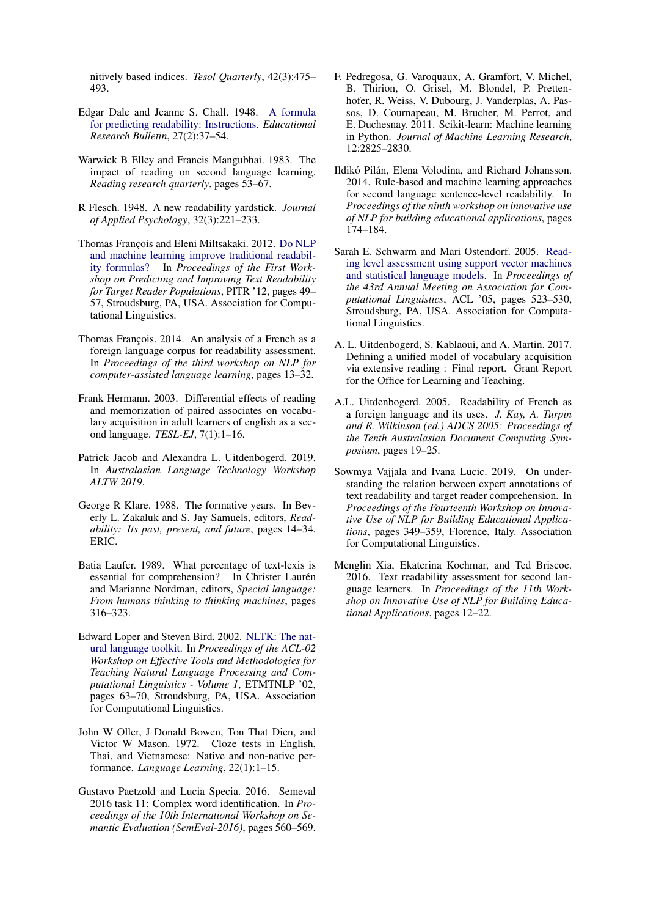nitively based indices. *Tesol Quarterly*, 42(3):475–493.

Edgar Dale and Jeanne S. Chall. 1948. A formula for predicting readability: Instructions. *Educational Research Bulletin*, 27(2):37–54.

Warwick B Elley and Francis Mangubhai. 1983. The impact of reading on second language learning. *Reading research quarterly*, pages 53–67.

R Flesch. 1948. A new readability yardstick. *Journal of Applied Psychology*, 32(3):221–233.

Thomas François and Eleni Miltsakaki. 2012. Do NLP and machine learning improve traditional readability formulas? In *Proceedings of the First Workshop on Predicting and Improving Text Readability for Target Reader Populations*, PITR '12, pages 49–57, Stroudsburg, PA, USA. Association for Computational Linguistics.

Thomas François. 2014. An analysis of a French as a foreign language corpus for readability assessment. In *Proceedings of the third workshop on NLP for computer-assisted language learning*, pages 13–32.

Frank Hermann. 2003. Differential effects of reading and memorization of paired associates on vocabulary acquisition in adult learners of english as a second language. *TESL-EJ*, 7(1):1–16.

Patrick Jacob and Alexandra L. Uitdenbogerd. 2019. In *Australasian Language Technology Workshop ALTW 2019*.

George R Klare. 1988. The formative years. In Beverly L. Zakaluk and S. Jay Samuels, editors, *Readability: Its past, present, and future*, pages 14–34. ERIC.

Batia Laufer. 1989. What percentage of text-lexis is essential for comprehension? In Christer Laurén and Marianne Nordman, editors, *Special language: From humans thinking to thinking machines*, pages 316–323.

Edward Loper and Steven Bird. 2002. NLTK: The natural language toolkit. In *Proceedings of the ACL-02 Workshop on Effective Tools and Methodologies for Teaching Natural Language Processing and Computational Linguistics - Volume 1*, ETMTNLP '02, pages 63–70, Stroudsburg, PA, USA. Association for Computational Linguistics.

John W Oller, J Donald Bowen, Ton That Dien, and Victor W Mason. 1972. Cloze tests in English, Thai, and Vietnamese: Native and non-native performance. *Language Learning*, 22(1):1–15.

Gustavo Paetzold and Lucia Specia. 2016. Semeval 2016 task 11: Complex word identification. In *Proceedings of the 10th International Workshop on Semantic Evaluation (SemEval-2016)*, pages 560–569.

F. Pedregosa, G. Varoquaux, A. Gramfort, V. Michel, B. Thirion, O. Grisel, M. Blondel, P. Prettenhofer, R. Weiss, V. Dubourg, J. Vanderplas, A. Passos, D. Cournapeau, M. Brucher, M. Perrot, and E. Duchesnay. 2011. Scikit-learn: Machine learning in Python. *Journal of Machine Learning Research*, 12:2825–2830.

Ildikó Pilán, Elena Volodina, and Richard Johansson. 2014. Rule-based and machine learning approaches for second language sentence-level readability. In *Proceedings of the ninth workshop on innovative use of NLP for building educational applications*, pages 174–184.

Sarah E. Schwarm and Mari Ostendorf. 2005. Reading level assessment using support vector machines and statistical language models. In *Proceedings of the 43rd Annual Meeting on Association for Computational Linguistics*, ACL '05, pages 523–530, Stroudsburg, PA, USA. Association for Computational Linguistics.

A. L. Uitdenbogerd, S. Kablaoui, and A. Martin. 2017. Defining a unified model of vocabulary acquisition via extensive reading : Final report. Grant Report for the Office for Learning and Teaching.

A.L. Uitdenbogerd. 2005. Readability of French as a foreign language and its uses. *J. Kay, A. Turpin and R. Wilkinson (ed.) ADCS 2005: Proceedings of the Tenth Australasian Document Computing Symposium*, pages 19–25.

Sowmya Vajjala and Ivana Lucic. 2019. On understanding the relation between expert annotations of text readability and target reader comprehension. In *Proceedings of the Fourteenth Workshop on Innovative Use of NLP for Building Educational Applications*, pages 349–359, Florence, Italy. Association for Computational Linguistics.

Menglin Xia, Ekaterina Kochmar, and Ted Briscoe. 2016. Text readability assessment for second language learners. In *Proceedings of the 11th Workshop on Innovative Use of NLP for Building Educational Applications*, pages 12–22.